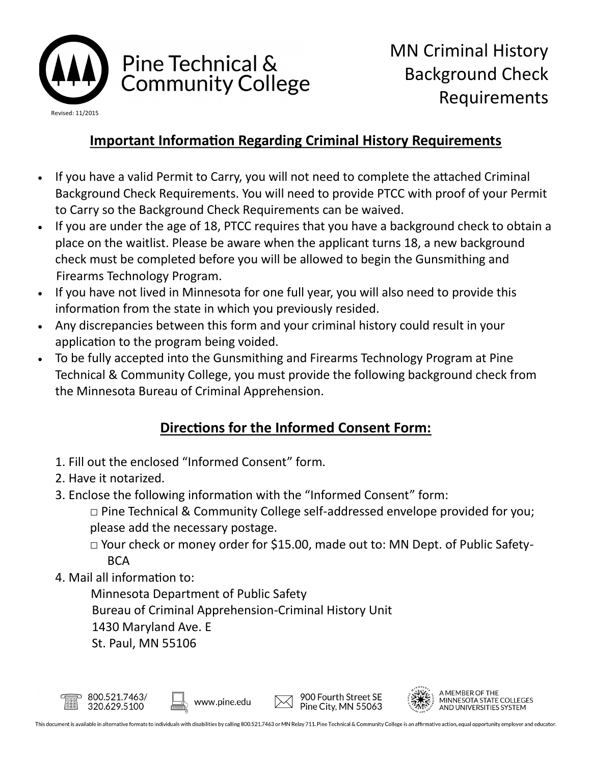Pine Technical & Community College

Revised: 11/2015

# MN Criminal History Background Check Requirements

## Important Information Regarding Criminal History Requirements

- If you have a valid Permit to Carry, you will not need to complete the attached Criminal Background Check Requirements. You will need to provide PTCC with proof of your Permit to Carry so the Background Check Requirements can be waived.
- If you are under the age of 18, PTCC requires that you have a background check to obtain a place on the waitlist. Please be aware when the applicant turns 18, a new background check must be completed before you will be allowed to begin the Gunsmithing and Firearms Technology Program.
- If you have not lived in Minnesota for one full year, you will also need to provide this information from the state in which you previously resided.
- Any discrepancies between this form and your criminal history could result in your application to the program being voided.
- To be fully accepted into the Gunsmithing and Firearms Technology Program at Pine Technical & Community College, you must provide the following background check from the Minnesota Bureau of Criminal Apprehension.

## Directions for the Informed Consent Form:

1. Fill out the enclosed "Informed Consent" form.
2. Have it notarized.
3. Enclose the following information with the "Informed Consent" form:
   - □ Pine Technical & Community College self-addressed envelope provided for you; please add the necessary postage.
   - □ Your check or money order for $15.00, made out to: MN Dept. of Public Safety-BCA
4. Mail all information to:

   Minnesota Department of Public Safety
   Bureau of Criminal Apprehension-Criminal History Unit
   1430 Maryland Ave. E
   St. Paul, MN 55106

800.521.7463/ 320.629.5100 | www.pine.edu | 900 Fourth Street SE Pine City, MN 55063 | A MEMBER OF THE MINNESOTA STATE COLLEGES AND UNIVERSITIES SYSTEM

This document is available in alternative formats to individuals with disabilities by calling 800.521.7463 or MN Relay 711. Pine Technical & Community College is an affirmative action, equal opportunity employer and educator.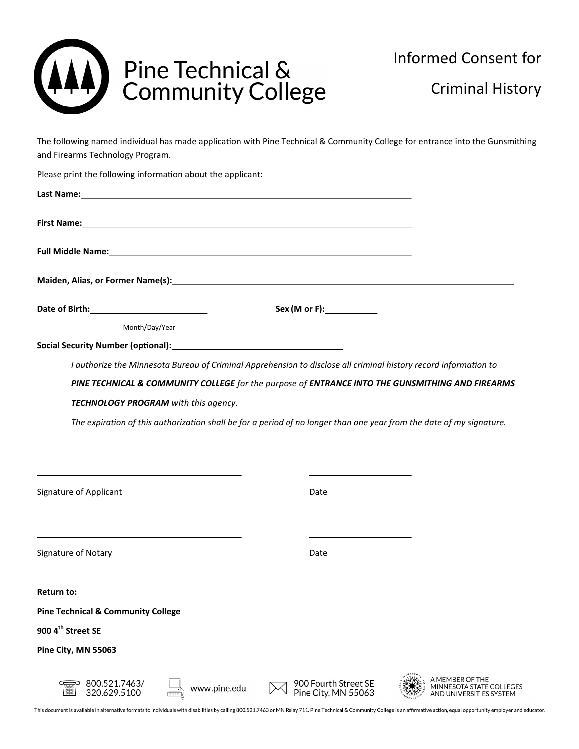Pine Technical & Community College

# Informed Consent for Criminal History

The following named individual has made application with Pine Technical & Community College for entrance into the Gunsmithing and Firearms Technology Program.

Please print the following information about the applicant:

**Last Name:** ____________________

**First Name:** ____________________

**Full Middle Name:** ____________________

**Maiden, Alias, or Former Name(s):** ____________________

**Date of Birth:** ____________________ **Sex (M or F):** __________

Month/Day/Year

**Social Security Number (optional):** ____________________

*I authorize the Minnesota Bureau of Criminal Apprehension to disclose all criminal history record information to **PINE TECHNICAL & COMMUNITY COLLEGE** for the purpose of **ENTRANCE INTO THE GUNSMITHING AND FIREARMS TECHNOLOGY PROGRAM** with this agency.*

*The expiration of this authorization shall be for a period of no longer than one year from the date of my signature.*

____________________ ____________________

Signature of Applicant Date

____________________ ____________________

Signature of Notary Date

**Return to:**

**Pine Technical & Community College**

**900 4th Street SE**

**Pine City, MN 55063**

800.521.7463/ 320.629.5100 | www.pine.edu | 900 Fourth Street SE Pine City, MN 55063 | A MEMBER OF THE MINNESOTA STATE COLLEGES AND UNIVERSITIES SYSTEM

This document is available in alternative formats to individuals with disabilities by calling 800.521.7463 or MN Relay 711. Pine Technical & Community College is an affirmative action, equal opportunity employer and educator.